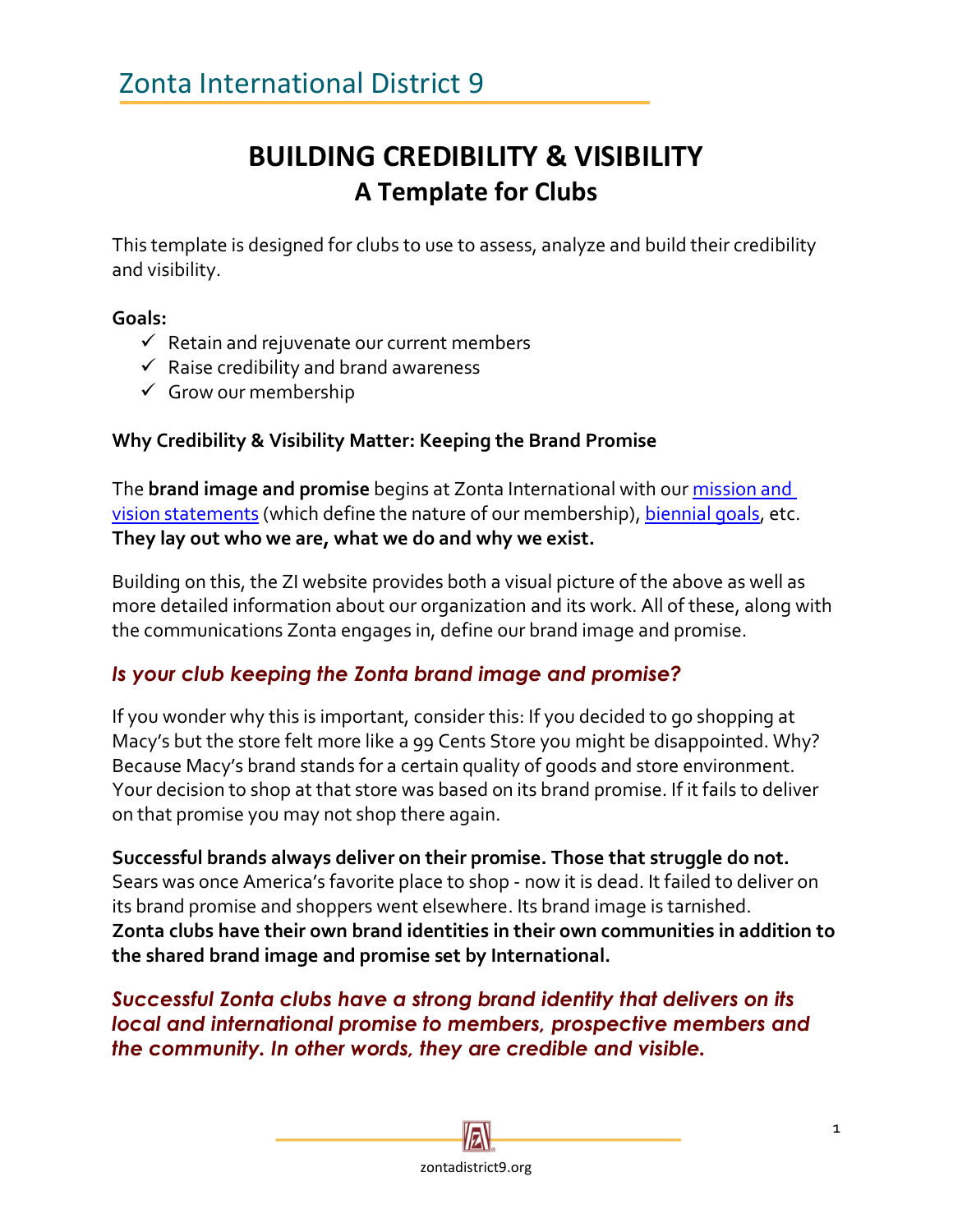Zonta International District 9

# BUILDING CREDIBILITY & VISIBILITY
## A Template for Clubs

This template is designed for clubs to use to assess, analyze and build their credibility and visibility.

**Goals:**
- ✓ Retain and rejuvenate our current members
- ✓ Raise credibility and brand awareness
- ✓ Grow our membership

**Why Credibility & Visibility Matter: Keeping the Brand Promise**

The **brand image and promise** begins at Zonta International with our [mission and vision statements]() (which define the nature of our membership), [biennial goals](), etc. **They lay out who we are, what we do and why we exist.**

Building on this, the ZI website provides both a visual picture of the above as well as more detailed information about our organization and its work. All of these, along with the communications Zonta engages in, define our brand image and promise.

### *Is your club keeping the Zonta brand image and promise?*

If you wonder why this is important, consider this: If you decided to go shopping at Macy's but the store felt more like a 99 Cents Store you might be disappointed. Why? Because Macy's brand stands for a certain quality of goods and store environment. Your decision to shop at that store was based on its brand promise. If it fails to deliver on that promise you may not shop there again.

**Successful brands always deliver on their promise. Those that struggle do not.** Sears was once America's favorite place to shop - now it is dead. It failed to deliver on its brand promise and shoppers went elsewhere. Its brand image is tarnished. **Zonta clubs have their own brand identities in their own communities in addition to the shared brand image and promise set by International.**

***Successful Zonta clubs have a strong brand identity that delivers on its local and international promise to members, prospective members and the community. In other words, they are credible and visible.***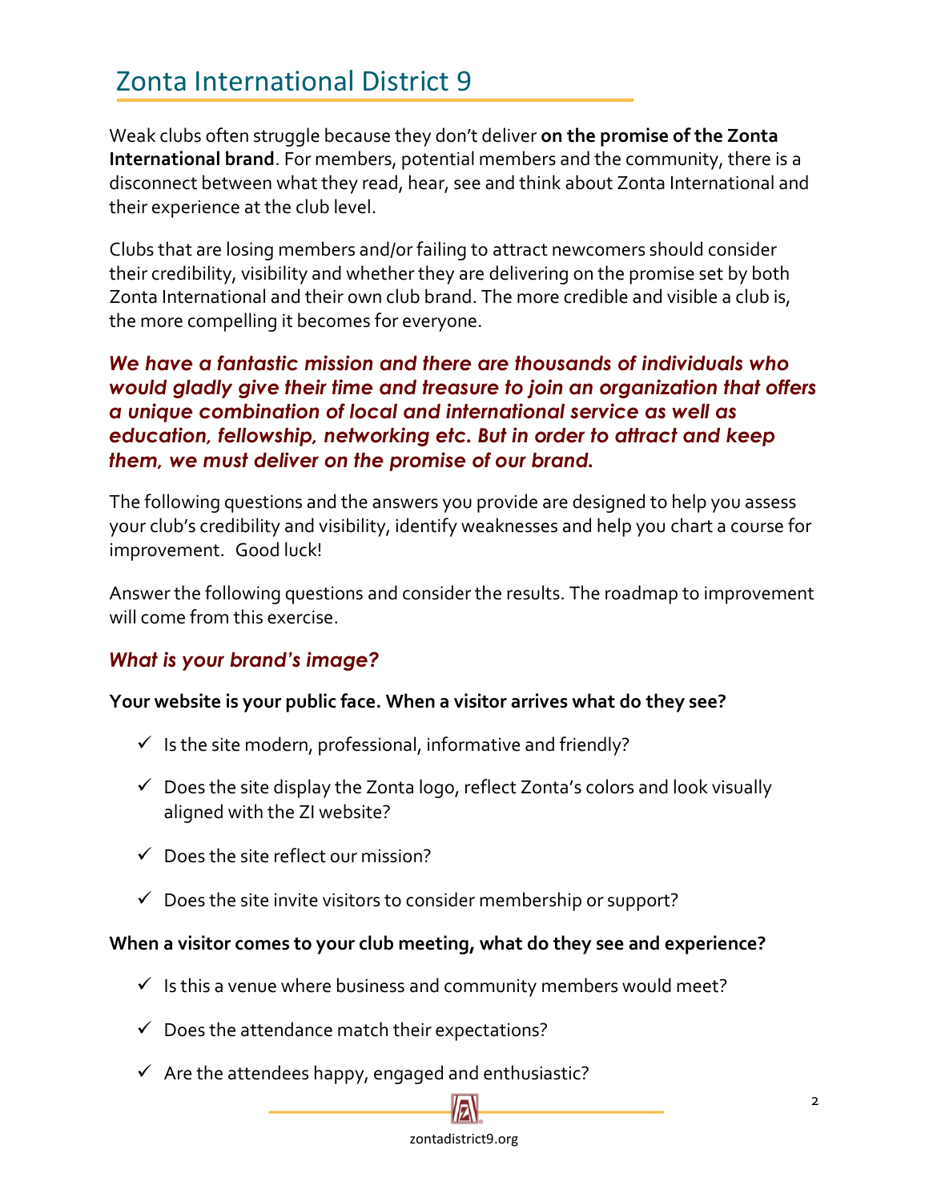# Zonta International District 9

Weak clubs often struggle because they don't deliver **on the promise of the Zonta International brand**. For members, potential members and the community, there is a disconnect between what they read, hear, see and think about Zonta International and their experience at the club level.

Clubs that are losing members and/or failing to attract newcomers should consider their credibility, visibility and whether they are delivering on the promise set by both Zonta International and their own club brand. The more credible and visible a club is, the more compelling it becomes for everyone.

***We have a fantastic mission and there are thousands of individuals who would gladly give their time and treasure to join an organization that offers a unique combination of local and international service as well as education, fellowship, networking etc. But in order to attract and keep them, we must deliver on the promise of our brand.***

The following questions and the answers you provide are designed to help you assess your club's credibility and visibility, identify weaknesses and help you chart a course for improvement. Good luck!

Answer the following questions and consider the results. The roadmap to improvement will come from this exercise.

## *What is your brand's image?*

**Your website is your public face. When a visitor arrives what do they see?**

- ✓ Is the site modern, professional, informative and friendly?
- ✓ Does the site display the Zonta logo, reflect Zonta's colors and look visually aligned with the ZI website?
- ✓ Does the site reflect our mission?
- ✓ Does the site invite visitors to consider membership or support?

**When a visitor comes to your club meeting, what do they see and experience?**

- ✓ Is this a venue where business and community members would meet?
- ✓ Does the attendance match their expectations?
- ✓ Are the attendees happy, engaged and enthusiastic?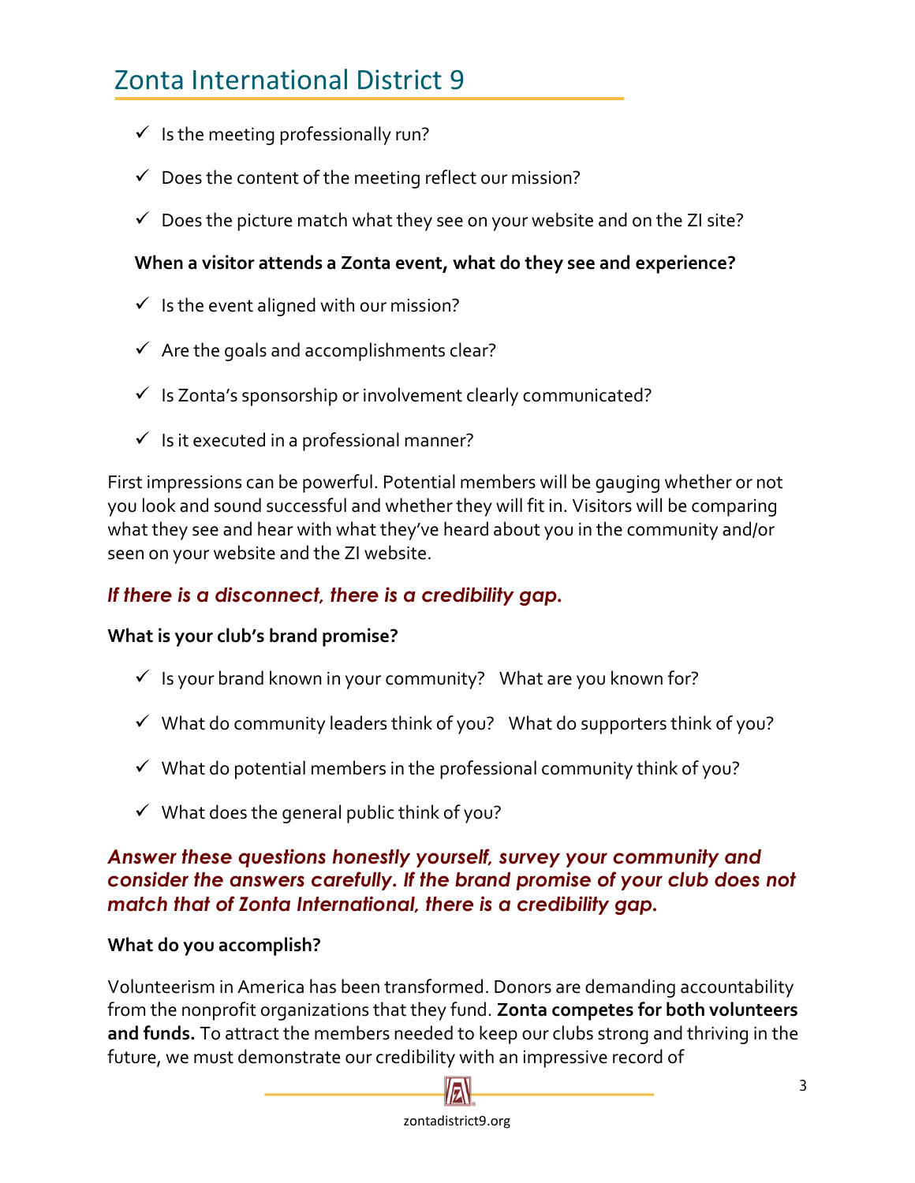- ✓ Is the meeting professionally run?
- ✓ Does the content of the meeting reflect our mission?
- ✓ Does the picture match what they see on your website and on the ZI site?

**When a visitor attends a Zonta event, what do they see and experience?**

- ✓ Is the event aligned with our mission?
- ✓ Are the goals and accomplishments clear?
- ✓ Is Zonta's sponsorship or involvement clearly communicated?
- ✓ Is it executed in a professional manner?

First impressions can be powerful. Potential members will be gauging whether or not you look and sound successful and whether they will fit in. Visitors will be comparing what they see and hear with what they've heard about you in the community and/or seen on your website and the ZI website.

### *If there is a disconnect, there is a credibility gap.*

**What is your club's brand promise?**

- ✓ Is your brand known in your community? What are you known for?
- ✓ What do community leaders think of you? What do supporters think of you?
- ✓ What do potential members in the professional community think of you?
- ✓ What does the general public think of you?

### *Answer these questions honestly yourself, survey your community and consider the answers carefully. If the brand promise of your club does not match that of Zonta International, there is a credibility gap.*

**What do you accomplish?**

Volunteerism in America has been transformed. Donors are demanding accountability from the nonprofit organizations that they fund. **Zonta competes for both volunteers and funds.** To attract the members needed to keep our clubs strong and thriving in the future, we must demonstrate our credibility with an impressive record of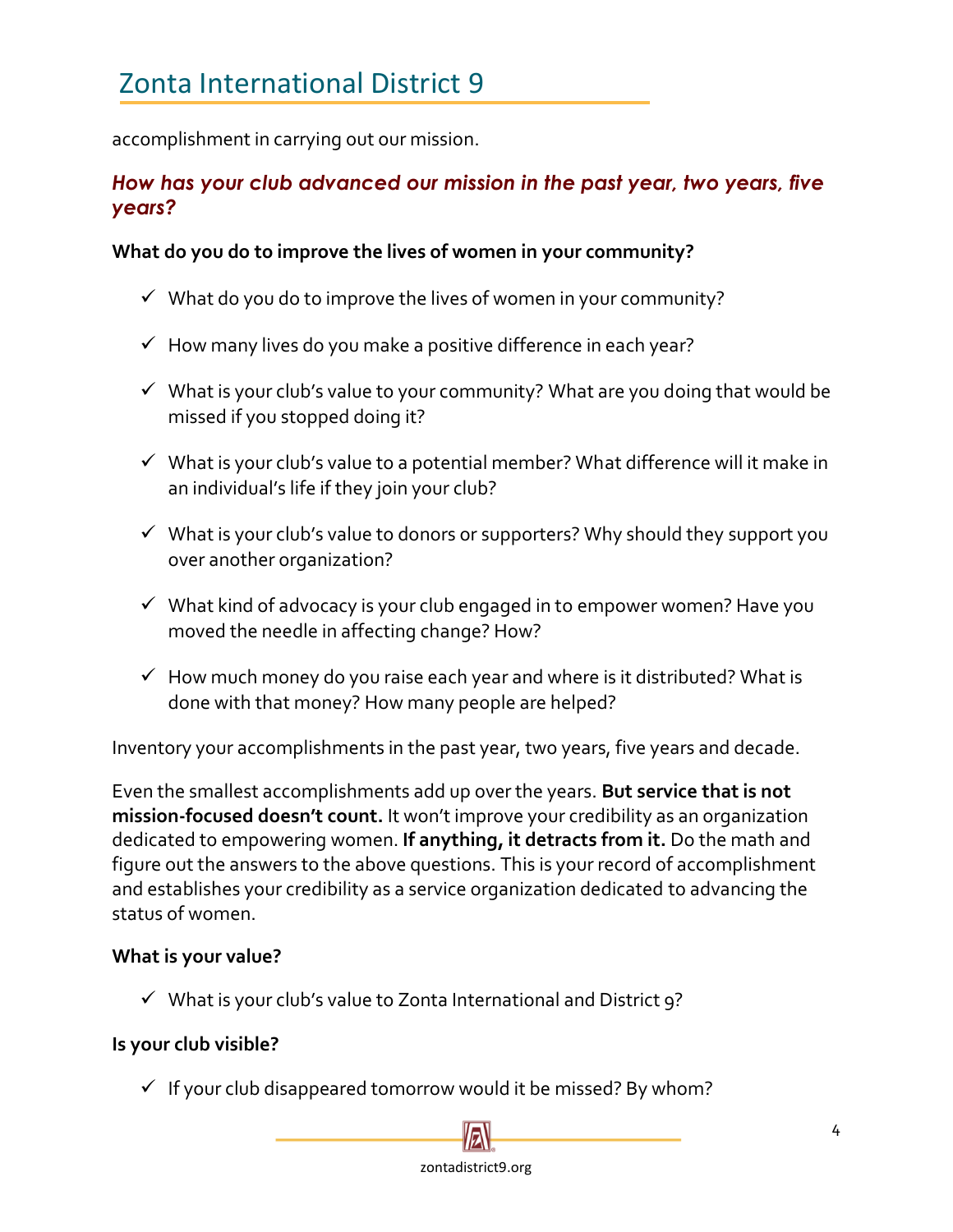accomplishment in carrying out our mission.

### *How has your club advanced our mission in the past year, two years, five years?*

**What do you do to improve the lives of women in your community?**

- ✓ What do you do to improve the lives of women in your community?
- ✓ How many lives do you make a positive difference in each year?
- ✓ What is your club's value to your community? What are you doing that would be missed if you stopped doing it?
- ✓ What is your club's value to a potential member? What difference will it make in an individual's life if they join your club?
- ✓ What is your club's value to donors or supporters? Why should they support you over another organization?
- ✓ What kind of advocacy is your club engaged in to empower women? Have you moved the needle in affecting change? How?
- ✓ How much money do you raise each year and where is it distributed? What is done with that money? How many people are helped?

Inventory your accomplishments in the past year, two years, five years and decade.

Even the smallest accomplishments add up over the years. **But service that is not mission-focused doesn't count.** It won't improve your credibility as an organization dedicated to empowering women. **If anything, it detracts from it.** Do the math and figure out the answers to the above questions. This is your record of accomplishment and establishes your credibility as a service organization dedicated to advancing the status of women.

**What is your value?**

- ✓ What is your club's value to Zonta International and District 9?

**Is your club visible?**

- ✓ If your club disappeared tomorrow would it be missed? By whom?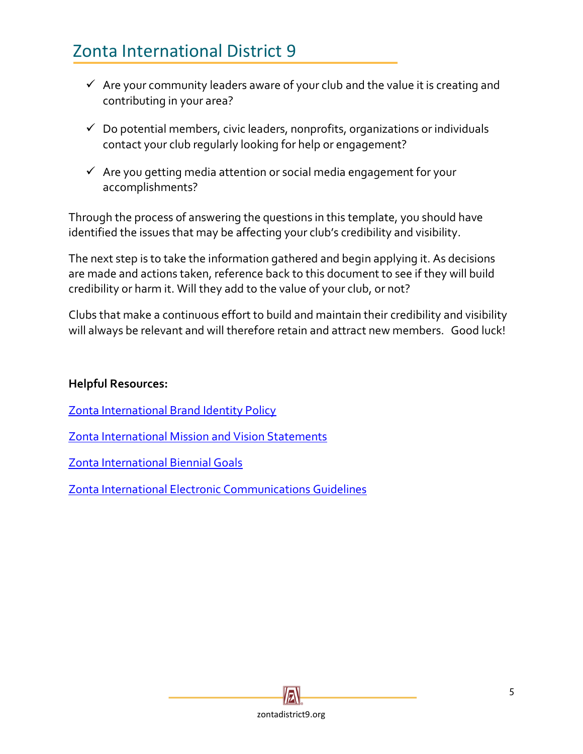- ✓ Are your community leaders aware of your club and the value it is creating and contributing in your area?
- ✓ Do potential members, civic leaders, nonprofits, organizations or individuals contact your club regularly looking for help or engagement?
- ✓ Are you getting media attention or social media engagement for your accomplishments?

Through the process of answering the questions in this template, you should have identified the issues that may be affecting your club's credibility and visibility.

The next step is to take the information gathered and begin applying it. As decisions are made and actions taken, reference back to this document to see if they will build credibility or harm it. Will they add to the value of your club, or not?

Clubs that make a continuous effort to build and maintain their credibility and visibility will always be relevant and will therefore retain and attract new members. Good luck!

**Helpful Resources:**

Zonta International Brand Identity Policy

Zonta International Mission and Vision Statements

Zonta International Biennial Goals

Zonta International Electronic Communications Guidelines